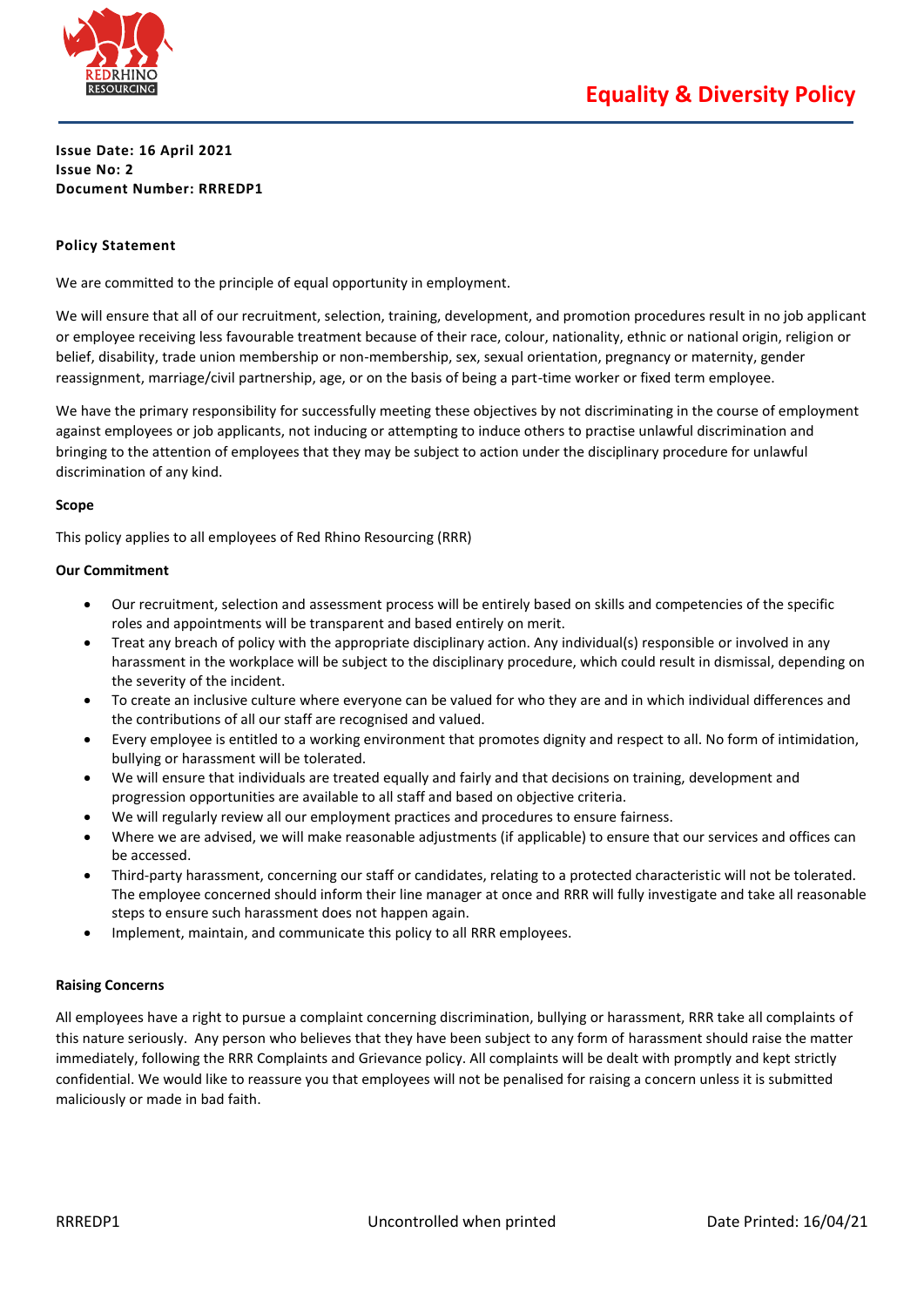# Equality & Diversity Policy

**Issue Date: 16 April 2021**
**Issue No: 2**
**Document Number: RRREDP1**

**Policy Statement**

We are committed to the principle of equal opportunity in employment.

We will ensure that all of our recruitment, selection, training, development, and promotion procedures result in no job applicant or employee receiving less favourable treatment because of their race, colour, nationality, ethnic or national origin, religion or belief, disability, trade union membership or non-membership, sex, sexual orientation, pregnancy or maternity, gender reassignment, marriage/civil partnership, age, or on the basis of being a part-time worker or fixed term employee.

We have the primary responsibility for successfully meeting these objectives by not discriminating in the course of employment against employees or job applicants, not inducing or attempting to induce others to practise unlawful discrimination and bringing to the attention of employees that they may be subject to action under the disciplinary procedure for unlawful discrimination of any kind.

**Scope**

This policy applies to all employees of Red Rhino Resourcing (RRR)

**Our Commitment**

- Our recruitment, selection and assessment process will be entirely based on skills and competencies of the specific roles and appointments will be transparent and based entirely on merit.
- Treat any breach of policy with the appropriate disciplinary action. Any individual(s) responsible or involved in any harassment in the workplace will be subject to the disciplinary procedure, which could result in dismissal, depending on the severity of the incident.
- To create an inclusive culture where everyone can be valued for who they are and in which individual differences and the contributions of all our staff are recognised and valued.
- Every employee is entitled to a working environment that promotes dignity and respect to all. No form of intimidation, bullying or harassment will be tolerated.
- We will ensure that individuals are treated equally and fairly and that decisions on training, development and progression opportunities are available to all staff and based on objective criteria.
- We will regularly review all our employment practices and procedures to ensure fairness.
- Where we are advised, we will make reasonable adjustments (if applicable) to ensure that our services and offices can be accessed.
- Third-party harassment, concerning our staff or candidates, relating to a protected characteristic will not be tolerated. The employee concerned should inform their line manager at once and RRR will fully investigate and take all reasonable steps to ensure such harassment does not happen again.
- Implement, maintain, and communicate this policy to all RRR employees.

**Raising Concerns**

All employees have a right to pursue a complaint concerning discrimination, bullying or harassment, RRR take all complaints of this nature seriously. Any person who believes that they have been subject to any form of harassment should raise the matter immediately, following the RRR Complaints and Grievance policy. All complaints will be dealt with promptly and kept strictly confidential. We would like to reassure you that employees will not be penalised for raising a concern unless it is submitted maliciously or made in bad faith.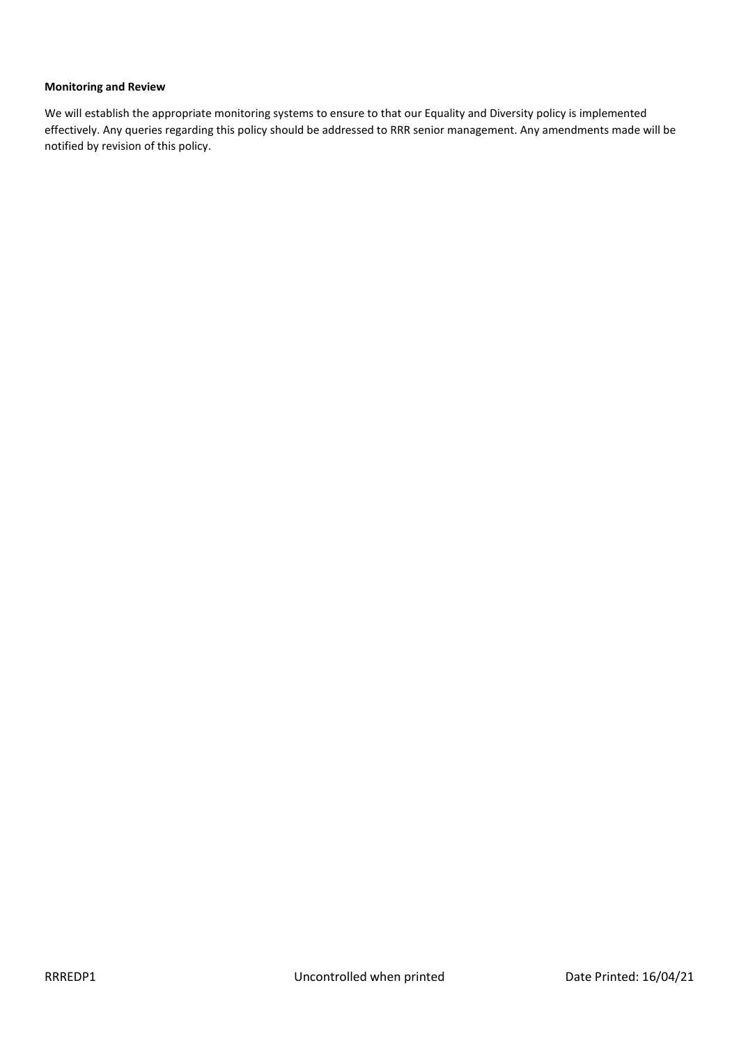**Monitoring and Review**

We will establish the appropriate monitoring systems to ensure to that our Equality and Diversity policy is implemented effectively. Any queries regarding this policy should be addressed to RRR senior management. Any amendments made will be notified by revision of this policy.